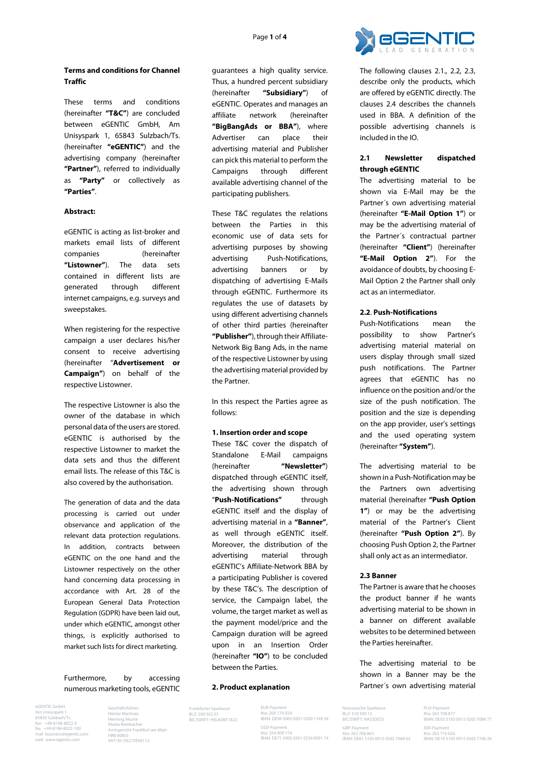**Terms and conditions for Channel Traffic**

These terms and conditions (hereinafter **"T&C"**) are concluded between eGENTIC GmbH, Am Unisyspark 1, 65843 Sulzbach/Ts. (hereinafter **"eGENTIC"**) and the advertising company (hereinafter **"Partner"**), referred to individually as **"Party"** or collectively as **"Parties"**.

**Abstract:**

eGENTIC is acting as list-broker and markets email lists of different companies (hereinafter **"Listowner"**). The data sets contained in different lists are generated through different internet campaigns, e.g. surveys and sweepstakes.

When registering for the respective campaign a user declares his/her consent to receive advertising (hereinafter "**Advertisement or Campaign"**) on behalf of the respective Listowner.

The respective Listowner is also the owner of the database in which personal data of the users are stored. eGENTIC is authorised by the respective Listowner to market the data sets and thus the different email lists. The release of this T&C is also covered by the authorisation.

The generation of data and the data processing is carried out under observance and application of the relevant data protection regulations. In addition, contracts between eGENTIC on the one hand and the Listowner respectively on the other hand concerning data processing in accordance with Art. 28 of the European General Data Protection Regulation (GDPR) have been laid out, under which eGENTIC, amongst other things, is explicitly authorised to market such lists for direct marketing.

Furthermore, by accessing numerous marketing tools, eGENTIC guarantees a high quality service. Thus, a hundred percent subsidiary (hereinafter **"Subsidiary"**) of eGENTIC. Operates and manages an affiliate network (hereinafter **"BigBangAds or BBA"**), where Advertiser can place their advertising material and Publisher can pick this material to perform the Campaigns through different available advertising channel of the participating publishers.

These T&C regulates the relations between the Parties in this economic use of data sets for advertising purposes by showing advertising Push-Notifications, advertising banners or by dispatching of advertising E-Mails through eGENTIC. Furthermore its regulates the use of datasets by using different advertising channels of other third parties (hereinafter **"Publisher"**), through their Affiliate-Network Big Bang Ads, in the name of the respective Listowner by using the advertising material provided by the Partner.

In this respect the Parties agree as follows:

**1. Insertion order and scope**

These T&C cover the dispatch of Standalone E-Mail campaigns (hereinafter **"Newsletter"**) dispatched through eGENTIC itself, the advertising shown through "**Push-Notifications"** through eGENTIC itself and the display of advertising material in a **"Banner"**, as well through eGENTIC itself. Moreover, the distribution of the advertising material through eGENTIC's Affiliate-Network BBA by a participating Publisher is covered by these T&C's. The description of the service, the Campaign label, the volume, the target market as well as the payment model/price and the Campaign duration will be agreed upon in an Insertion Order (hereinafter **"IO"**) to be concluded between the Parties.

**2. Product explanation**

The following clauses 2.1., 2.2, 2.3, describe only the products, which are offered by eGENTIC directly. The clauses 2.4 describes the channels used in BBA. A definition of the possible advertising channels is included in the IO.

**2.1 Newsletter dispatched through eGENTIC**

The advertising material to be shown via E-Mail may be the Partner´s own advertising material (hereinafter **"E-Mail Option 1"**) or may be the advertising material of the Partner´s contractual partner (hereinafter **"Client"**) (hereinafter **"E-Mail Option 2"**). For the avoidance of doubts, by choosing E-Mail Option 2 the Partner shall only act as an intermediator.

**2.2**. **Push-Notifications**

Push-Notifications mean the possibility to show Partner's advertising material material on users display through small sized push notifications. The Partner agrees that eGENTIC has no influence on the position and/or the size of the push notification. The position and the size is depending on the app provider, user's settings and the used operating system (hereinafter **"System"**).

The advertising material to be shown in a Push-Notification may be the Partners own advertising material (hereinafter **"Push Option 1"**) or may be the advertising material of the Partner's Client (hereinafter **"Push Option 2"**). By choosing Push Option 2, the Partner shall only act as an intermediator.

**2.3 Banner**

The Partner is aware that he chooses the product banner if he wants advertising material to be shown in a banner on different available websites to be determined between the Parties hereinafter.

The advertising material to be shown in a Banner may be the Partner´s own advertising material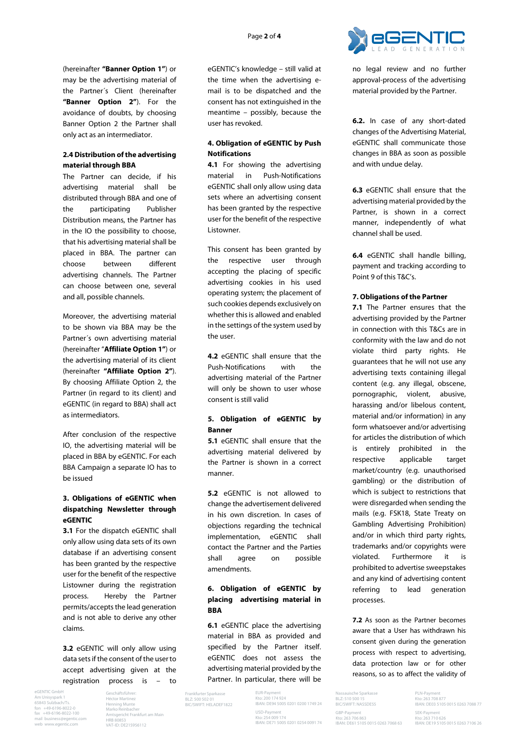(hereinafter **"Banner Option 1"**) or may be the advertising material of the Partner´s Client (hereinafter **"Banner Option 2"**). For the avoidance of doubts, by choosing Banner Option 2 the Partner shall only act as an intermediator.

**2.4 Distribution of the advertising material through BBA**

The Partner can decide, if his advertising material shall be distributed through BBA and one of the participating Publisher Distribution means, the Partner has in the IO the possibility to choose, that his advertising material shall be placed in BBA. The partner can choose between different advertising channels. The Partner can choose between one, several and all, possible channels.

Moreover, the advertising material to be shown via BBA may be the Partner´s own advertising material (hereinafter "**Affiliate Option 1**") or the advertising material of its client (hereinafter **"Affiliate Option 2"**). By choosing Affiliate Option 2, the Partner (in regard to its client) and eGENTIC (in regard to BBA) shall act as intermediators.

After conclusion of the respective IO, the advertising material will be placed in BBA by eGENTIC. For each BBA Campaign a separate IO has to be issued

## 3. Obligations of eGENTIC when dispatching Newsletter through eGENTIC

**3.1** For the dispatch eGENTIC shall only allow using data sets of its own database if an advertising consent has been granted by the respective user for the benefit of the respective Listowner during the registration process. Hereby the Partner permits/accepts the lead generation and is not able to derive any other claims.

**3.2** eGENTIC will only allow using data sets if the consent of the user to accept advertising given at the registration process is – to eGENTIC's knowledge – still valid at the time when the advertising e-mail is to be dispatched and the consent has not extinguished in the meantime – possibly, because the user has revoked.

## 4. Obligation of eGENTIC by Push Notifications

**4.1** For showing the advertising material in Push-Notifications eGENTIC shall only allow using data sets where an advertising consent has been granted by the respective user for the benefit of the respective Listowner.

This consent has been granted by the respective user through accepting the placing of specific advertising cookies in his used operating system; the placement of such cookies depends exclusively on whether this is allowed and enabled in the settings of the system used by the user.

**4.2** eGENTIC shall ensure that the Push-Notifications with the advertising material of the Partner will only be shown to user whose consent is still valid

## 5. Obligation of eGENTIC by Banner

**5.1** eGENTIC shall ensure that the advertising material delivered by the Partner is shown in a correct manner.

**5.2** eGENTIC is not allowed to change the advertisement delivered in his own discretion. In cases of objections regarding the technical implementation, eGENTIC shall contact the Partner and the Parties shall agree on possible amendments.

## 6. Obligation of eGENTIC by placing advertising material in BBA

**6.1** eGENTIC place the advertising material in BBA as provided and specified by the Partner itself. eGENTIC does not assess the advertising material provided by the Partner. In particular, there will be no legal review and no further approval-process of the advertising material provided by the Partner.

**6.2.** In case of any short-dated changes of the Advertising Material, eGENTIC shall communicate those changes in BBA as soon as possible and with undue delay.

**6.3** eGENTIC shall ensure that the advertising material provided by the Partner, is shown in a correct manner, independently of what channel shall be used.

**6.4** eGENTIC shall handle billing, payment and tracking according to Point 9 of this T&C's.

## 7. Obligations of the Partner

**7.1** The Partner ensures that the advertising provided by the Partner in connection with this T&Cs are in conformity with the law and do not violate third party rights. He guarantees that he will not use any advertising texts containing illegal content (e.g. any illegal, obscene, pornographic, violent, abusive, harassing and/or libelous content, material and/or information) in any form whatsoever and/or advertising for articles the distribution of which is entirely prohibited in the respective applicable target market/country (e.g. unauthorised gambling) or the distribution of which is subject to restrictions that were disregarded when sending the mails (e.g. FSK18, State Treaty on Gambling Advertising Prohibition) and/or in which third party rights, trademarks and/or copyrights were violated. Furthermore it is prohibited to advertise sweepstakes and any kind of advertising content referring to lead generation processes.

**7.2** As soon as the Partner becomes aware that a User has withdrawn his consent given during the generation process with respect to advertising, data protection law or for other reasons, so as to affect the validity of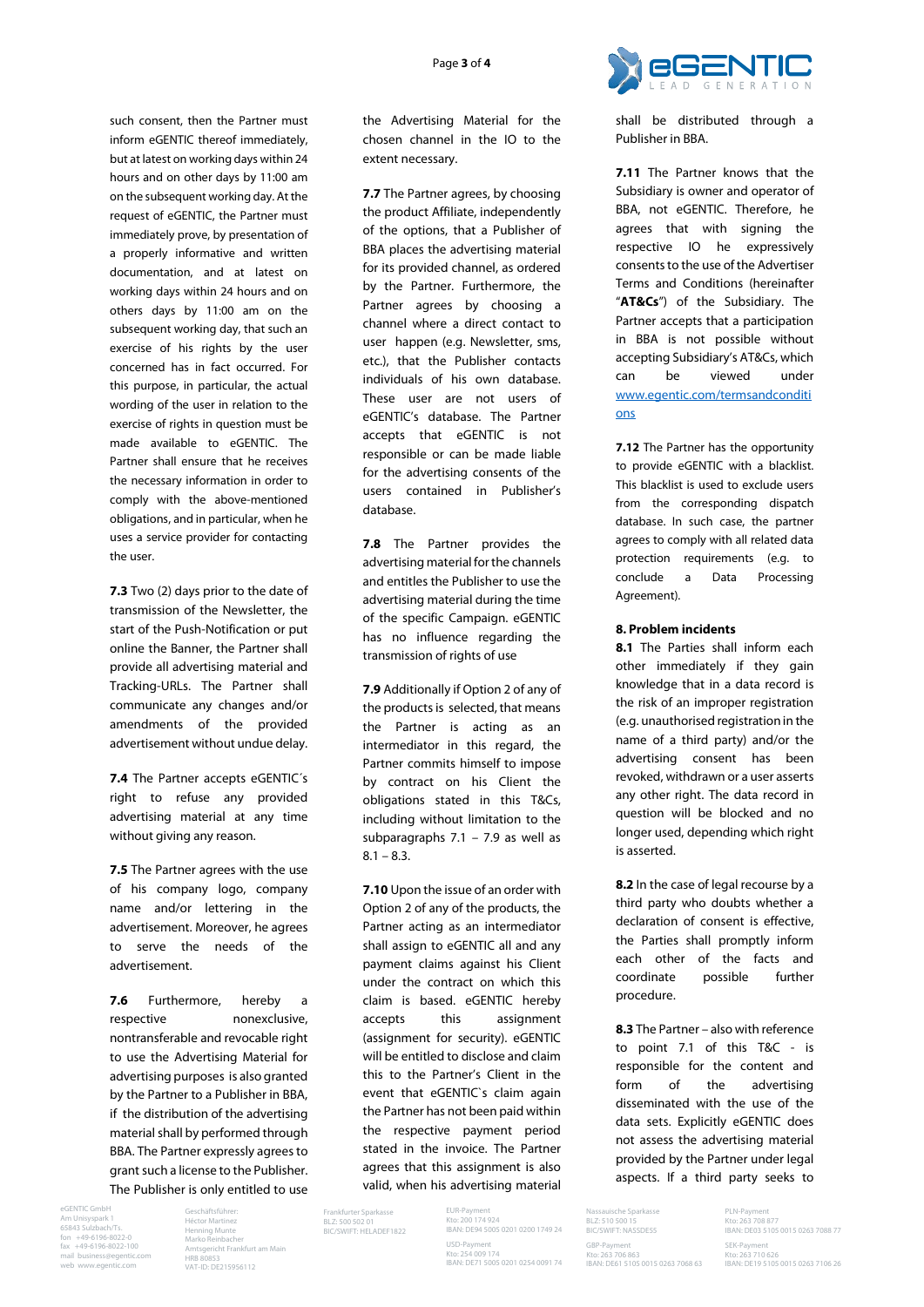such consent, then the Partner must inform eGENTIC thereof immediately, but at latest on working days within 24 hours and on other days by 11:00 am on the subsequent working day. At the request of eGENTIC, the Partner must immediately prove, by presentation of a properly informative and written documentation, and at latest on working days within 24 hours and on others days by 11:00 am on the subsequent working day, that such an exercise of his rights by the user concerned has in fact occurred. For this purpose, in particular, the actual wording of the user in relation to the exercise of rights in question must be made available to eGENTIC. The Partner shall ensure that he receives the necessary information in order to comply with the above-mentioned obligations, and in particular, when he uses a service provider for contacting the user.

**7.3** Two (2) days prior to the date of transmission of the Newsletter, the start of the Push-Notification or put online the Banner, the Partner shall provide all advertising material and Tracking-URLs. The Partner shall communicate any changes and/or amendments of the provided advertisement without undue delay.

**7.4** The Partner accepts eGENTIC´s right to refuse any provided advertising material at any time without giving any reason.

**7.5** The Partner agrees with the use of his company logo, company name and/or lettering in the advertisement. Moreover, he agrees to serve the needs of the advertisement.

**7.6** Furthermore, hereby a respective nonexclusive, nontransferable and revocable right to use the Advertising Material for advertising purposes is also granted by the Partner to a Publisher in BBA, if the distribution of the advertising material shall by performed through BBA. The Partner expressly agrees to grant such a license to the Publisher. The Publisher is only entitled to use the Advertising Material for the chosen channel in the IO to the extent necessary.

**7.7** The Partner agrees, by choosing the product Affiliate, independently of the options, that a Publisher of BBA places the advertising material for its provided channel, as ordered by the Partner. Furthermore, the Partner agrees by choosing a channel where a direct contact to user happen (e.g. Newsletter, sms, etc.), that the Publisher contacts individuals of his own database. These user are not users of eGENTIC's database. The Partner accepts that eGENTIC is not responsible or can be made liable for the advertising consents of the users contained in Publisher's database.

**7.8** The Partner provides the advertising material for the channels and entitles the Publisher to use the advertising material during the time of the specific Campaign. eGENTIC has no influence regarding the transmission of rights of use

**7.9** Additionally if Option 2 of any of the products is selected, that means the Partner is acting as an intermediator in this regard, the Partner commits himself to impose by contract on his Client the obligations stated in this T&Cs, including without limitation to the subparagraphs 7.1 – 7.9 as well as 8.1 – 8.3.

**7.10** Upon the issue of an order with Option 2 of any of the products, the Partner acting as an intermediator shall assign to eGENTIC all and any payment claims against his Client under the contract on which this claim is based. eGENTIC hereby accepts this assignment (assignment for security). eGENTIC will be entitled to disclose and claim this to the Partner's Client in the event that eGENTIC`s claim again the Partner has not been paid within the respective payment period stated in the invoice. The Partner agrees that this assignment is also valid, when his advertising material shall be distributed through a Publisher in BBA.

**7.11** The Partner knows that the Subsidiary is owner and operator of BBA, not eGENTIC. Therefore, he agrees that with signing the respective IO he expressively consents to the use of the Advertiser Terms and Conditions (hereinafter "**AT&Cs**") of the Subsidiary. The Partner accepts that a participation in BBA is not possible without accepting Subsidiary's AT&Cs, which can be viewed under www.egentic.com/termsandconditions

**7.12** The Partner has the opportunity to provide eGENTIC with a blacklist. This blacklist is used to exclude users from the corresponding dispatch database. In such case, the partner agrees to comply with all related data protection requirements (e.g. to conclude a Data Processing Agreement).

## 8. Problem incidents

**8.1** The Parties shall inform each other immediately if they gain knowledge that in a data record is the risk of an improper registration (e.g. unauthorised registration in the name of a third party) and/or the advertising consent has been revoked, withdrawn or a user asserts any other right. The data record in question will be blocked and no longer used, depending which right is asserted.

**8.2** In the case of legal recourse by a third party who doubts whether a declaration of consent is effective, the Parties shall promptly inform each other of the facts and coordinate possible further procedure.

**8.3** The Partner – also with reference to point 7.1 of this T&C - is responsible for the content and form of the advertising disseminated with the use of the data sets. Explicitly eGENTIC does not assess the advertising material provided by the Partner under legal aspects. If a third party seeks to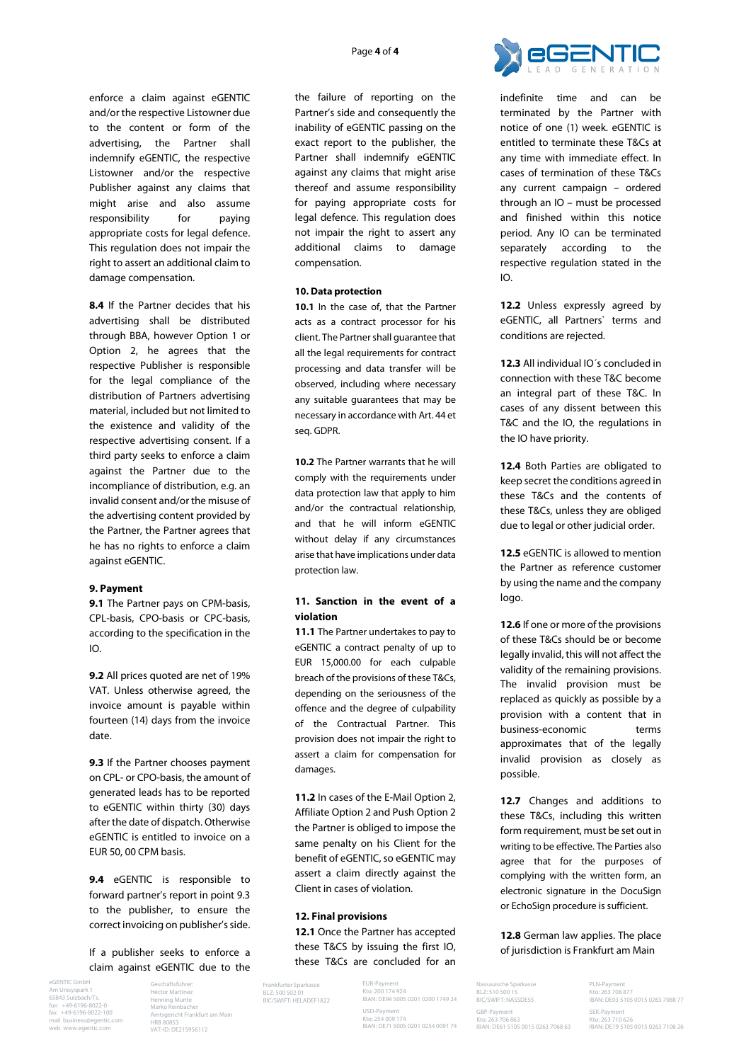enforce a claim against eGENTIC and/or the respective Listowner due to the content or form of the advertising, the Partner shall indemnify eGENTIC, the respective Listowner and/or the respective Publisher against any claims that might arise and also assume responsibility for paying appropriate costs for legal defence. This regulation does not impair the right to assert an additional claim to damage compensation.

**8.4** If the Partner decides that his advertising shall be distributed through BBA, however Option 1 or Option 2, he agrees that the respective Publisher is responsible for the legal compliance of the distribution of Partners advertising material, included but not limited to the existence and validity of the respective advertising consent. If a third party seeks to enforce a claim against the Partner due to the incompliance of distribution, e.g. an invalid consent and/or the misuse of the advertising content provided by the Partner, the Partner agrees that he has no rights to enforce a claim against eGENTIC.

**9. Payment**

**9.1** The Partner pays on CPM-basis, CPL-basis, CPO-basis or CPC-basis, according to the specification in the IO.

**9.2** All prices quoted are net of 19% VAT. Unless otherwise agreed, the invoice amount is payable within fourteen (14) days from the invoice date.

**9.3** If the Partner chooses payment on CPL- or CPO-basis, the amount of generated leads has to be reported to eGENTIC within thirty (30) days after the date of dispatch. Otherwise eGENTIC is entitled to invoice on a EUR 50, 00 CPM basis.

**9.4** eGENTIC is responsible to forward partner's report in point 9.3 to the publisher, to ensure the correct invoicing on publisher's side.

If a publisher seeks to enforce a claim against eGENTIC due to the the failure of reporting on the Partner's side and consequently the inability of eGENTIC passing on the exact report to the publisher, the Partner shall indemnify eGENTIC against any claims that might arise thereof and assume responsibility for paying appropriate costs for legal defence. This regulation does not impair the right to assert any additional claims to damage compensation.

**10. Data protection**

**10.1** In the case of, that the Partner acts as a contract processor for his client. The Partner shall guarantee that all the legal requirements for contract processing and data transfer will be observed, including where necessary any suitable guarantees that may be necessary in accordance with Art. 44 et seq. GDPR.

**10.2** The Partner warrants that he will comply with the requirements under data protection law that apply to him and/or the contractual relationship, and that he will inform eGENTIC without delay if any circumstances arise that have implications under data protection law.

**11. Sanction in the event of a violation**

**11.1** The Partner undertakes to pay to eGENTIC a contract penalty of up to EUR 15,000.00 for each culpable breach of the provisions of these T&Cs, depending on the seriousness of the offence and the degree of culpability of the Contractual Partner. This provision does not impair the right to assert a claim for compensation for damages.

**11.2** In cases of the E-Mail Option 2, Affiliate Option 2 and Push Option 2 the Partner is obliged to impose the same penalty on his Client for the benefit of eGENTIC, so eGENTIC may assert a claim directly against the Client in cases of violation.

**12. Final provisions**

**12.1** Once the Partner has accepted these T&CS by issuing the first IO, these T&Cs are concluded for an indefinite time and can be terminated by the Partner with notice of one (1) week. eGENTIC is entitled to terminate these T&Cs at any time with immediate effect. In cases of termination of these T&Cs any current campaign – ordered through an IO – must be processed and finished within this notice period. Any IO can be terminated separately according to the respective regulation stated in the IO.

**12.2** Unless expressly agreed by eGENTIC, all Partners` terms and conditions are rejected.

**12.3** All individual IO´s concluded in connection with these T&C become an integral part of these T&C. In cases of any dissent between this T&C and the IO, the regulations in the IO have priority.

**12.4** Both Parties are obligated to keep secret the conditions agreed in these T&Cs and the contents of these T&Cs, unless they are obliged due to legal or other judicial order.

**12.5** eGENTIC is allowed to mention the Partner as reference customer by using the name and the company logo.

**12.6** If one or more of the provisions of these T&Cs should be or become legally invalid, this will not affect the validity of the remaining provisions. The invalid provision must be replaced as quickly as possible by a provision with a content that in business-economic terms approximates that of the legally invalid provision as closely as possible.

**12.7** Changes and additions to these T&Cs, including this written form requirement, must be set out in writing to be effective. The Parties also agree that for the purposes of complying with the written form, an electronic signature in the DocuSign or EchoSign procedure is sufficient.

**12.8** German law applies. The place of jurisdiction is Frankfurt am Main